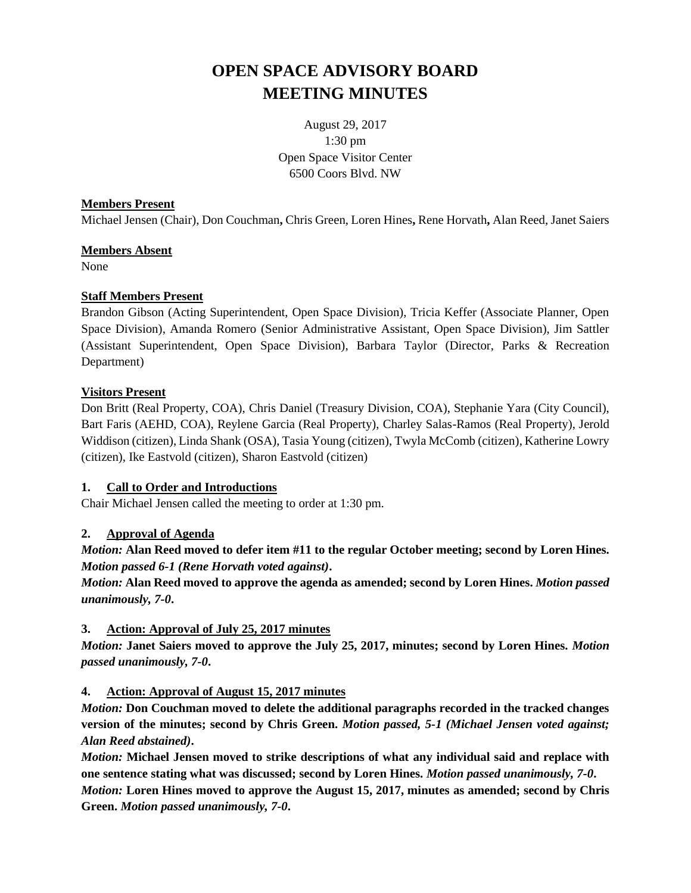# OPEN SPACE ADVISORY BOARD
# MEETING MINUTES

August 29, 2017
1:30 pm
Open Space Visitor Center
6500 Coors Blvd. NW

**Members Present**

Michael Jensen (Chair), Don Couchman**,** Chris Green, Loren Hines**,** Rene Horvath**,** Alan Reed, Janet Saiers

**Members Absent**

None

**Staff Members Present**

Brandon Gibson (Acting Superintendent, Open Space Division), Tricia Keffer (Associate Planner, Open Space Division), Amanda Romero (Senior Administrative Assistant, Open Space Division), Jim Sattler (Assistant Superintendent, Open Space Division), Barbara Taylor (Director, Parks & Recreation Department)

**Visitors Present**

Don Britt (Real Property, COA), Chris Daniel (Treasury Division, COA), Stephanie Yara (City Council), Bart Faris (AEHD, COA), Reylene Garcia (Real Property), Charley Salas-Ramos (Real Property), Jerold Widdison (citizen), Linda Shank (OSA), Tasia Young (citizen), Twyla McComb (citizen), Katherine Lowry (citizen), Ike Eastvold (citizen), Sharon Eastvold (citizen)

**1. Call to Order and Introductions**

Chair Michael Jensen called the meeting to order at 1:30 pm.

**2. Approval of Agenda**

***Motion:*** **Alan Reed moved to defer item #11 to the regular October meeting; second by Loren Hines.** ***Motion passed 6-1 (Rene Horvath voted against)*****.**

***Motion:*** **Alan Reed moved to approve the agenda as amended; second by Loren Hines.** ***Motion passed unanimously, 7-0*****.**

**3. Action: Approval of July 25, 2017 minutes**

***Motion:*** **Janet Saiers moved to approve the July 25, 2017, minutes; second by Loren Hines.** ***Motion passed unanimously, 7-0*****.**

**4. Action: Approval of August 15, 2017 minutes**

***Motion:*** **Don Couchman moved to delete the additional paragraphs recorded in the tracked changes version of the minutes; second by Chris Green.** ***Motion passed, 5-1 (Michael Jensen voted against; Alan Reed abstained)*****.**

***Motion:*** **Michael Jensen moved to strike descriptions of what any individual said and replace with one sentence stating what was discussed; second by Loren Hines.** ***Motion passed unanimously, 7-0*****.**

***Motion:*** **Loren Hines moved to approve the August 15, 2017, minutes as amended; second by Chris Green.** ***Motion passed unanimously, 7-0*****.**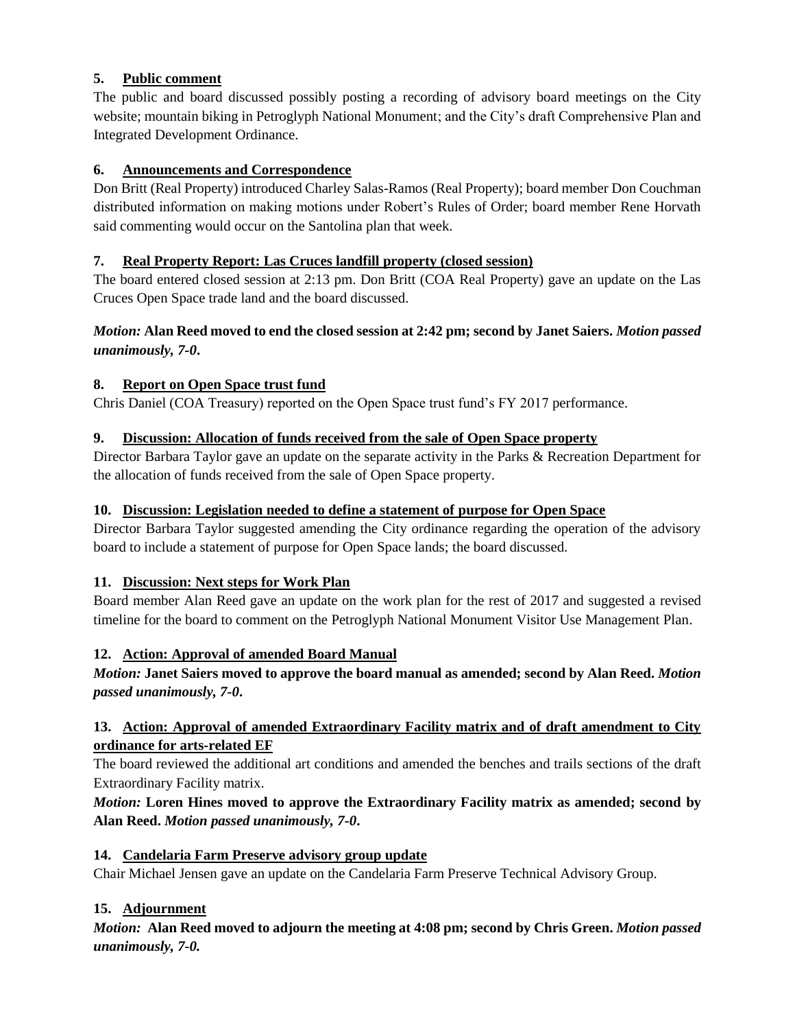**5. Public comment**

The public and board discussed possibly posting a recording of advisory board meetings on the City website; mountain biking in Petroglyph National Monument; and the City's draft Comprehensive Plan and Integrated Development Ordinance.

**6. Announcements and Correspondence**

Don Britt (Real Property) introduced Charley Salas-Ramos (Real Property); board member Don Couchman distributed information on making motions under Robert's Rules of Order; board member Rene Horvath said commenting would occur on the Santolina plan that week.

**7. Real Property Report: Las Cruces landfill property (closed session)**

The board entered closed session at 2:13 pm. Don Britt (COA Real Property) gave an update on the Las Cruces Open Space trade land and the board discussed.

***Motion:* Alan Reed moved to end the closed session at 2:42 pm; second by Janet Saiers. *Motion passed unanimously, 7-0*.**

**8. Report on Open Space trust fund**

Chris Daniel (COA Treasury) reported on the Open Space trust fund's FY 2017 performance.

**9. Discussion: Allocation of funds received from the sale of Open Space property**

Director Barbara Taylor gave an update on the separate activity in the Parks & Recreation Department for the allocation of funds received from the sale of Open Space property.

**10. Discussion: Legislation needed to define a statement of purpose for Open Space**

Director Barbara Taylor suggested amending the City ordinance regarding the operation of the advisory board to include a statement of purpose for Open Space lands; the board discussed.

**11. Discussion: Next steps for Work Plan**

Board member Alan Reed gave an update on the work plan for the rest of 2017 and suggested a revised timeline for the board to comment on the Petroglyph National Monument Visitor Use Management Plan.

**12. Action: Approval of amended Board Manual**

***Motion:* Janet Saiers moved to approve the board manual as amended; second by Alan Reed. *Motion passed unanimously, 7-0*.**

**13. Action: Approval of amended Extraordinary Facility matrix and of draft amendment to City ordinance for arts-related EF**

The board reviewed the additional art conditions and amended the benches and trails sections of the draft Extraordinary Facility matrix.

***Motion:* Loren Hines moved to approve the Extraordinary Facility matrix as amended; second by Alan Reed. *Motion passed unanimously, 7-0*.**

**14. Candelaria Farm Preserve advisory group update**

Chair Michael Jensen gave an update on the Candelaria Farm Preserve Technical Advisory Group.

**15. Adjournment**

***Motion:* Alan Reed moved to adjourn the meeting at 4:08 pm; second by Chris Green. *Motion passed unanimously, 7-0.***